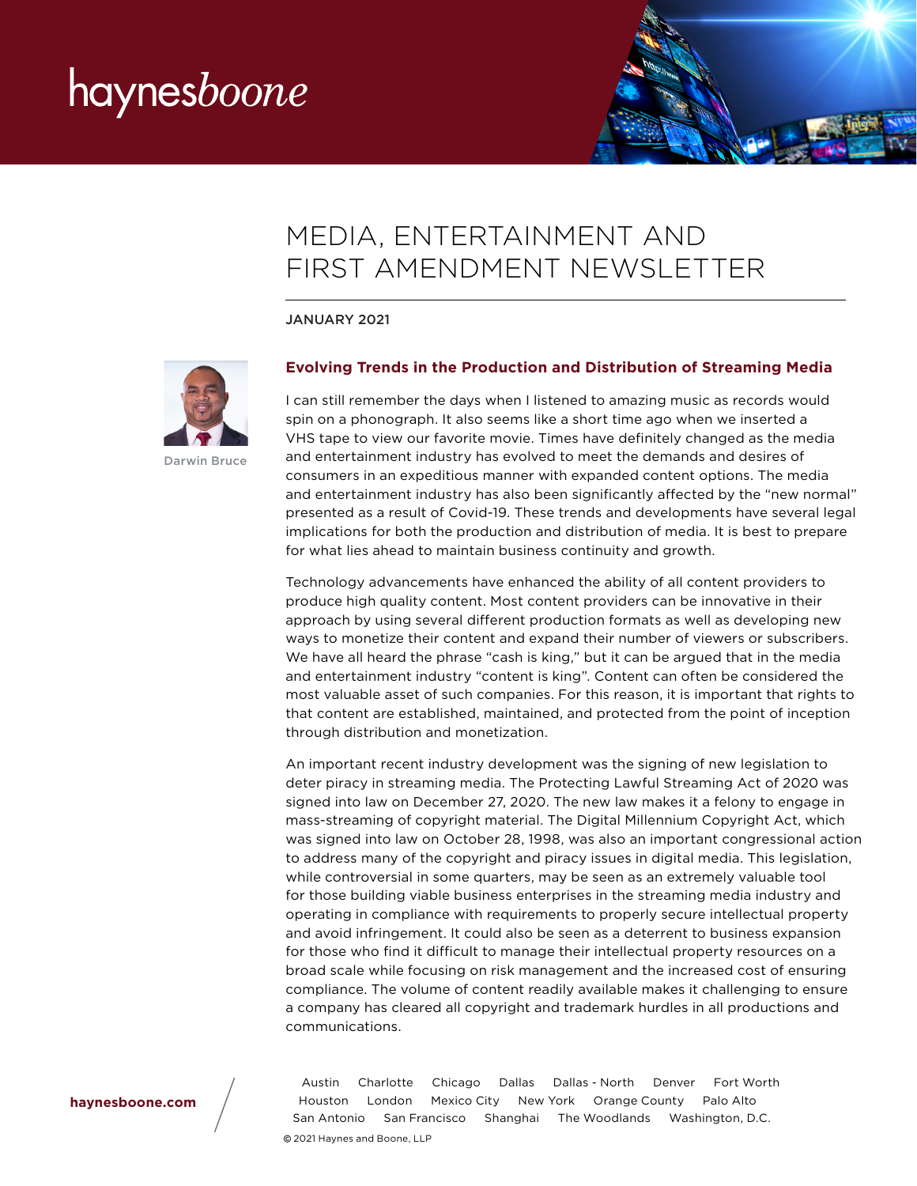# MEDIA, ENTERTAINMENT AND FIRST AMENDMENT NEWSLETTER

JANUARY 2021

Darwin Bruce

## Evolving Trends in the Production and Distribution of Streaming Media

I can still remember the days when I listened to amazing music as records would spin on a phonograph. It also seems like a short time ago when we inserted a VHS tape to view our favorite movie. Times have definitely changed as the media and entertainment industry has evolved to meet the demands and desires of consumers in an expeditious manner with expanded content options. The media and entertainment industry has also been significantly affected by the "new normal" presented as a result of Covid-19. These trends and developments have several legal implications for both the production and distribution of media. It is best to prepare for what lies ahead to maintain business continuity and growth.

Technology advancements have enhanced the ability of all content providers to produce high quality content. Most content providers can be innovative in their approach by using several different production formats as well as developing new ways to monetize their content and expand their number of viewers or subscribers. We have all heard the phrase "cash is king," but it can be argued that in the media and entertainment industry "content is king". Content can often be considered the most valuable asset of such companies. For this reason, it is important that rights to that content are established, maintained, and protected from the point of inception through distribution and monetization.

An important recent industry development was the signing of new legislation to deter piracy in streaming media. The Protecting Lawful Streaming Act of 2020 was signed into law on December 27, 2020. The new law makes it a felony to engage in mass-streaming of copyright material. The Digital Millennium Copyright Act, which was signed into law on October 28, 1998, was also an important congressional action to address many of the copyright and piracy issues in digital media. This legislation, while controversial in some quarters, may be seen as an extremely valuable tool for those building viable business enterprises in the streaming media industry and operating in compliance with requirements to properly secure intellectual property and avoid infringement. It could also be seen as a deterrent to business expansion for those who find it difficult to manage their intellectual property resources on a broad scale while focusing on risk management and the increased cost of ensuring compliance. The volume of content readily available makes it challenging to ensure a company has cleared all copyright and trademark hurdles in all productions and communications.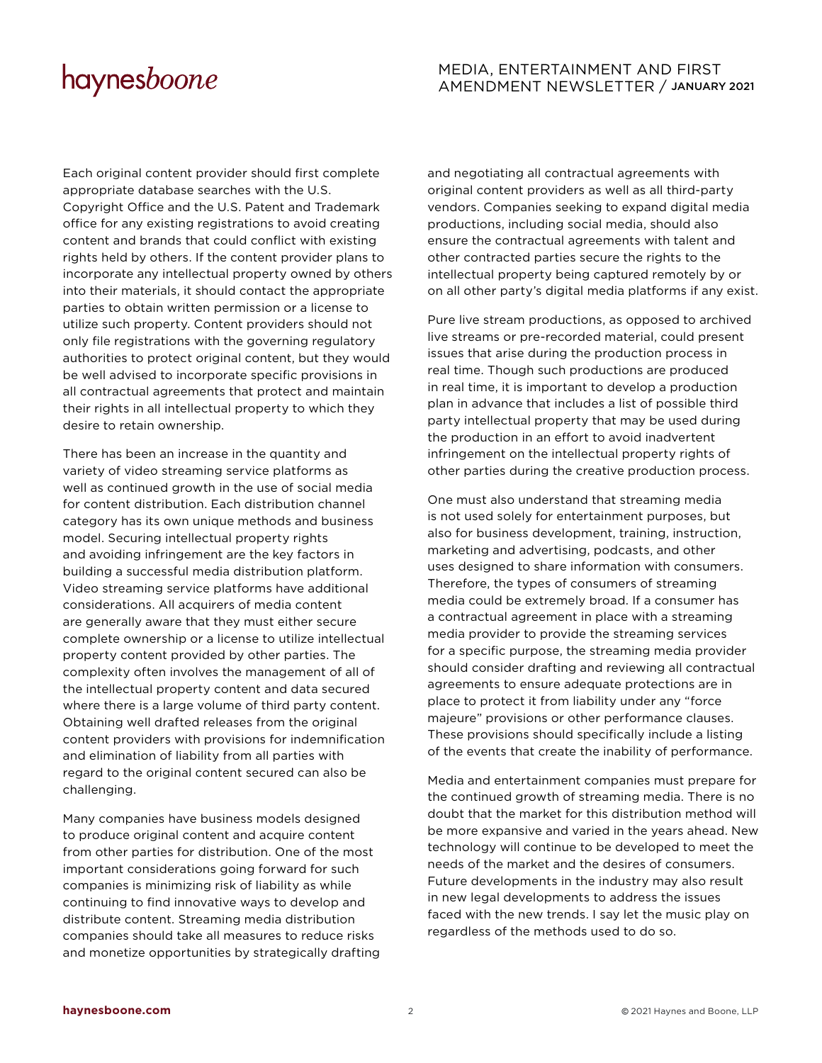Each original content provider should first complete appropriate database searches with the U.S. Copyright Office and the U.S. Patent and Trademark office for any existing registrations to avoid creating content and brands that could conflict with existing rights held by others. If the content provider plans to incorporate any intellectual property owned by others into their materials, it should contact the appropriate parties to obtain written permission or a license to utilize such property. Content providers should not only file registrations with the governing regulatory authorities to protect original content, but they would be well advised to incorporate specific provisions in all contractual agreements that protect and maintain their rights in all intellectual property to which they desire to retain ownership.

There has been an increase in the quantity and variety of video streaming service platforms as well as continued growth in the use of social media for content distribution. Each distribution channel category has its own unique methods and business model. Securing intellectual property rights and avoiding infringement are the key factors in building a successful media distribution platform. Video streaming service platforms have additional considerations. All acquirers of media content are generally aware that they must either secure complete ownership or a license to utilize intellectual property content provided by other parties. The complexity often involves the management of all of the intellectual property content and data secured where there is a large volume of third party content. Obtaining well drafted releases from the original content providers with provisions for indemnification and elimination of liability from all parties with regard to the original content secured can also be challenging.

Many companies have business models designed to produce original content and acquire content from other parties for distribution. One of the most important considerations going forward for such companies is minimizing risk of liability as while continuing to find innovative ways to develop and distribute content. Streaming media distribution companies should take all measures to reduce risks and monetize opportunities by strategically drafting and negotiating all contractual agreements with original content providers as well as all third-party vendors. Companies seeking to expand digital media productions, including social media, should also ensure the contractual agreements with talent and other contracted parties secure the rights to the intellectual property being captured remotely by or on all other party's digital media platforms if any exist.

Pure live stream productions, as opposed to archived live streams or pre-recorded material, could present issues that arise during the production process in real time. Though such productions are produced in real time, it is important to develop a production plan in advance that includes a list of possible third party intellectual property that may be used during the production in an effort to avoid inadvertent infringement on the intellectual property rights of other parties during the creative production process.

One must also understand that streaming media is not used solely for entertainment purposes, but also for business development, training, instruction, marketing and advertising, podcasts, and other uses designed to share information with consumers. Therefore, the types of consumers of streaming media could be extremely broad. If a consumer has a contractual agreement in place with a streaming media provider to provide the streaming services for a specific purpose, the streaming media provider should consider drafting and reviewing all contractual agreements to ensure adequate protections are in place to protect it from liability under any "force majeure" provisions or other performance clauses. These provisions should specifically include a listing of the events that create the inability of performance.

Media and entertainment companies must prepare for the continued growth of streaming media. There is no doubt that the market for this distribution method will be more expansive and varied in the years ahead. New technology will continue to be developed to meet the needs of the market and the desires of consumers. Future developments in the industry may also result in new legal developments to address the issues faced with the new trends. I say let the music play on regardless of the methods used to do so.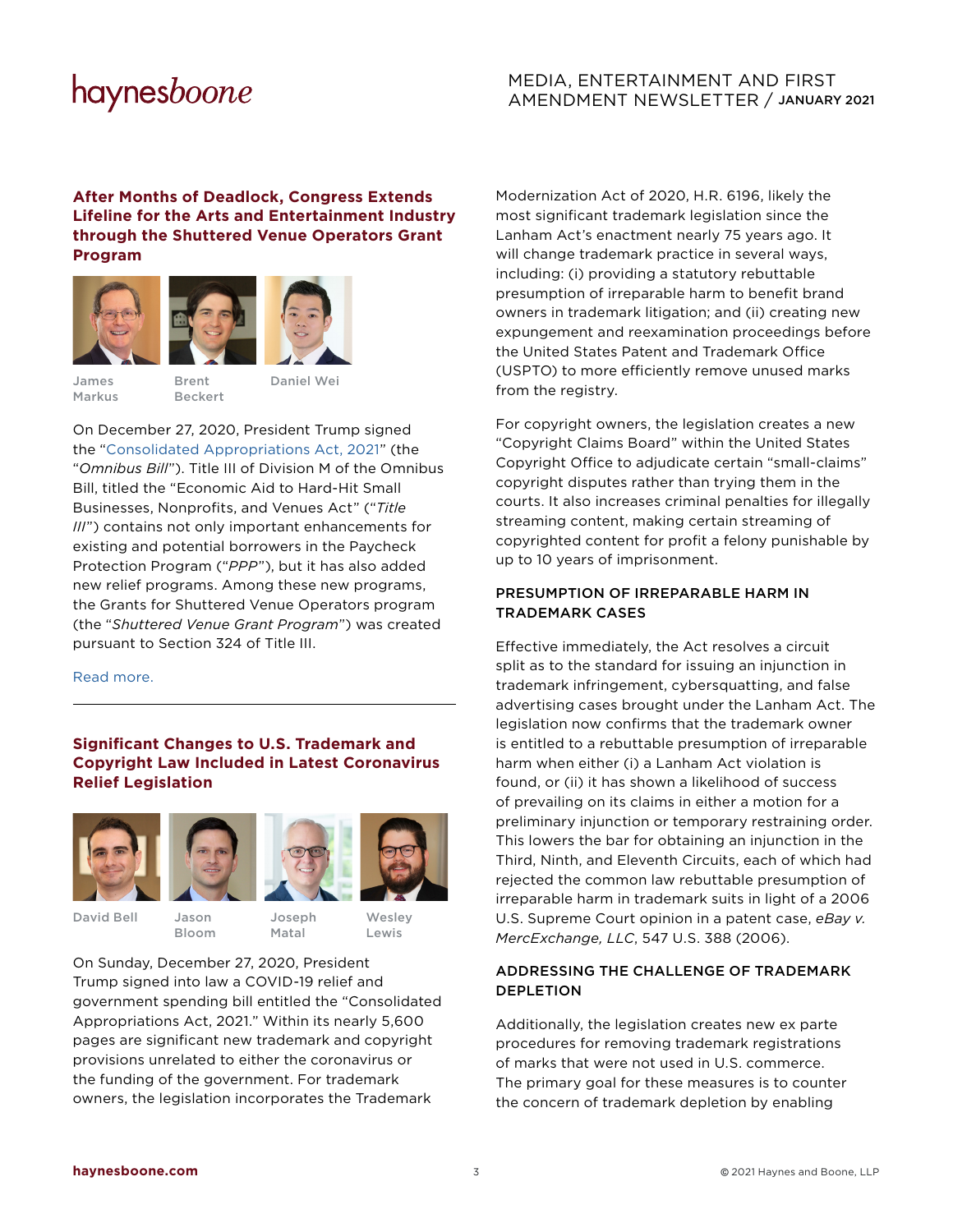## After Months of Deadlock, Congress Extends Lifeline for the Arts and Entertainment Industry through the Shuttered Venue Operators Grant Program

James Markus | Brent Beckert | Daniel Wei

On December 27, 2020, President Trump signed the "Consolidated Appropriations Act, 2021" (the "*Omnibus Bill*"). Title III of Division M of the Omnibus Bill, titled the "Economic Aid to Hard-Hit Small Businesses, Nonprofits, and Venues Act" ("*Title III*") contains not only important enhancements for existing and potential borrowers in the Paycheck Protection Program ("*PPP*"), but it has also added new relief programs. Among these new programs, the Grants for Shuttered Venue Operators program (the "*Shuttered Venue Grant Program*") was created pursuant to Section 324 of Title III.

Read more.

---

## Significant Changes to U.S. Trademark and Copyright Law Included in Latest Coronavirus Relief Legislation

David Bell | Jason Bloom | Joseph Matal | Wesley Lewis

On Sunday, December 27, 2020, President Trump signed into law a COVID-19 relief and government spending bill entitled the "Consolidated Appropriations Act, 2021." Within its nearly 5,600 pages are significant new trademark and copyright provisions unrelated to either the coronavirus or the funding of the government. For trademark owners, the legislation incorporates the Trademark Modernization Act of 2020, H.R. 6196, likely the most significant trademark legislation since the Lanham Act's enactment nearly 75 years ago. It will change trademark practice in several ways, including: (i) providing a statutory rebuttable presumption of irreparable harm to benefit brand owners in trademark litigation; and (ii) creating new expungement and reexamination proceedings before the United States Patent and Trademark Office (USPTO) to more efficiently remove unused marks from the registry.

For copyright owners, the legislation creates a new "Copyright Claims Board" within the United States Copyright Office to adjudicate certain "small-claims" copyright disputes rather than trying them in the courts. It also increases criminal penalties for illegally streaming content, making certain streaming of copyrighted content for profit a felony punishable by up to 10 years of imprisonment.

### PRESUMPTION OF IRREPARABLE HARM IN TRADEMARK CASES

Effective immediately, the Act resolves a circuit split as to the standard for issuing an injunction in trademark infringement, cybersquatting, and false advertising cases brought under the Lanham Act. The legislation now confirms that the trademark owner is entitled to a rebuttable presumption of irreparable harm when either (i) a Lanham Act violation is found, or (ii) it has shown a likelihood of success of prevailing on its claims in either a motion for a preliminary injunction or temporary restraining order. This lowers the bar for obtaining an injunction in the Third, Ninth, and Eleventh Circuits, each of which had rejected the common law rebuttable presumption of irreparable harm in trademark suits in light of a 2006 U.S. Supreme Court opinion in a patent case, *eBay v. MercExchange, LLC*, 547 U.S. 388 (2006).

### ADDRESSING THE CHALLENGE OF TRADEMARK DEPLETION

Additionally, the legislation creates new ex parte procedures for removing trademark registrations of marks that were not used in U.S. commerce. The primary goal for these measures is to counter the concern of trademark depletion by enabling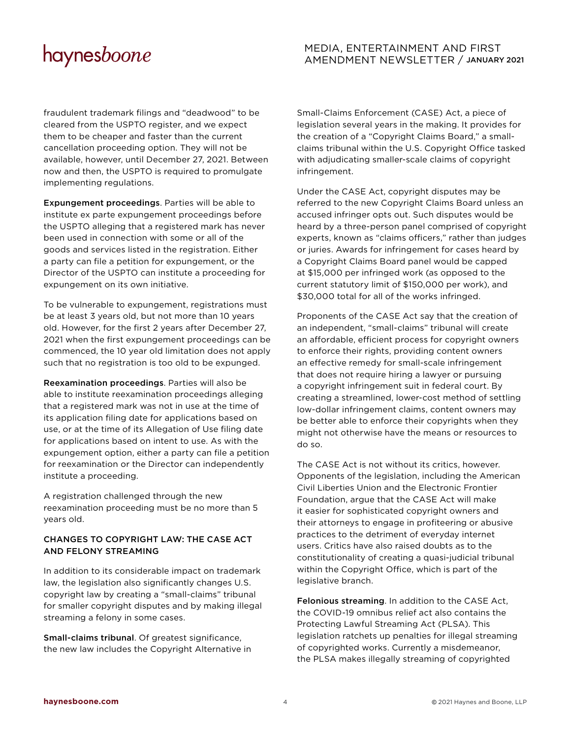fraudulent trademark filings and “deadwood” to be cleared from the USPTO register, and we expect them to be cheaper and faster than the current cancellation proceeding option. They will not be available, however, until December 27, 2021. Between now and then, the USPTO is required to promulgate implementing regulations.

**Expungement proceedings**. Parties will be able to institute ex parte expungement proceedings before the USPTO alleging that a registered mark has never been used in connection with some or all of the goods and services listed in the registration. Either a party can file a petition for expungement, or the Director of the USPTO can institute a proceeding for expungement on its own initiative.

To be vulnerable to expungement, registrations must be at least 3 years old, but not more than 10 years old. However, for the first 2 years after December 27, 2021 when the first expungement proceedings can be commenced, the 10 year old limitation does not apply such that no registration is too old to be expunged.

**Reexamination proceedings**. Parties will also be able to institute reexamination proceedings alleging that a registered mark was not in use at the time of its application filing date for applications based on use, or at the time of its Allegation of Use filing date for applications based on intent to use. As with the expungement option, either a party can file a petition for reexamination or the Director can independently institute a proceeding.

A registration challenged through the new reexamination proceeding must be no more than 5 years old.

## CHANGES TO COPYRIGHT LAW: THE CASE ACT AND FELONY STREAMING

In addition to its considerable impact on trademark law, the legislation also significantly changes U.S. copyright law by creating a “small-claims” tribunal for smaller copyright disputes and by making illegal streaming a felony in some cases.

**Small-claims tribunal**. Of greatest significance, the new law includes the Copyright Alternative in Small-Claims Enforcement (CASE) Act, a piece of legislation several years in the making. It provides for the creation of a “Copyright Claims Board,” a small-claims tribunal within the U.S. Copyright Office tasked with adjudicating smaller-scale claims of copyright infringement.

Under the CASE Act, copyright disputes may be referred to the new Copyright Claims Board unless an accused infringer opts out. Such disputes would be heard by a three-person panel comprised of copyright experts, known as “claims officers,” rather than judges or juries. Awards for infringement for cases heard by a Copyright Claims Board panel would be capped at $15,000 per infringed work (as opposed to the current statutory limit of $150,000 per work), and $30,000 total for all of the works infringed.

Proponents of the CASE Act say that the creation of an independent, “small-claims” tribunal will create an affordable, efficient process for copyright owners to enforce their rights, providing content owners an effective remedy for small-scale infringement that does not require hiring a lawyer or pursuing a copyright infringement suit in federal court. By creating a streamlined, lower-cost method of settling low-dollar infringement claims, content owners may be better able to enforce their copyrights when they might not otherwise have the means or resources to do so.

The CASE Act is not without its critics, however. Opponents of the legislation, including the American Civil Liberties Union and the Electronic Frontier Foundation, argue that the CASE Act will make it easier for sophisticated copyright owners and their attorneys to engage in profiteering or abusive practices to the detriment of everyday internet users. Critics have also raised doubts as to the constitutionality of creating a quasi-judicial tribunal within the Copyright Office, which is part of the legislative branch.

**Felonious streaming**. In addition to the CASE Act, the COVID-19 omnibus relief act also contains the Protecting Lawful Streaming Act (PLSA). This legislation ratchets up penalties for illegal streaming of copyrighted works. Currently a misdemeanor, the PLSA makes illegally streaming of copyrighted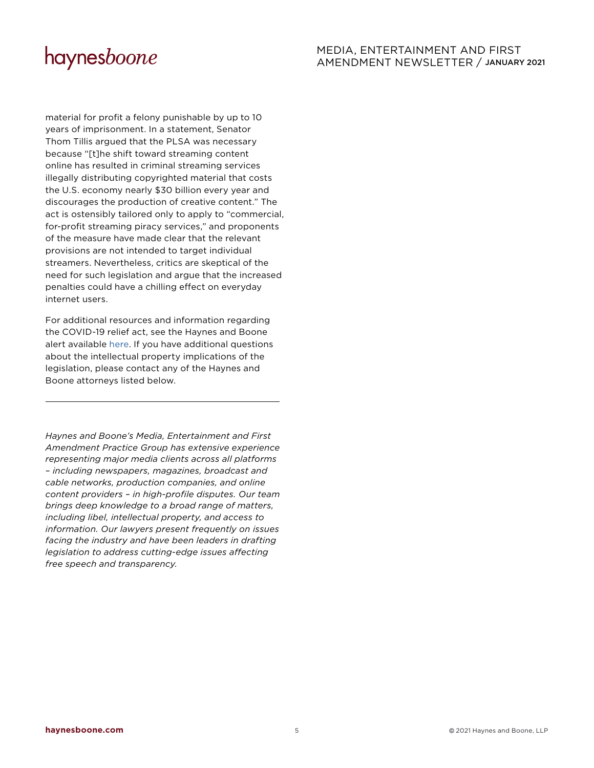material for profit a felony punishable by up to 10 years of imprisonment. In a statement, Senator Thom Tillis argued that the PLSA was necessary because "[t]he shift toward streaming content online has resulted in criminal streaming services illegally distributing copyrighted material that costs the U.S. economy nearly $30 billion every year and discourages the production of creative content." The act is ostensibly tailored only to apply to "commercial, for-profit streaming piracy services," and proponents of the measure have made clear that the relevant provisions are not intended to target individual streamers. Nevertheless, critics are skeptical of the need for such legislation and argue that the increased penalties could have a chilling effect on everyday internet users.

For additional resources and information regarding the COVID-19 relief act, see the Haynes and Boone alert available here. If you have additional questions about the intellectual property implications of the legislation, please contact any of the Haynes and Boone attorneys listed below.

---

*Haynes and Boone's Media, Entertainment and First Amendment Practice Group has extensive experience representing major media clients across all platforms – including newspapers, magazines, broadcast and cable networks, production companies, and online content providers – in high-profile disputes. Our team brings deep knowledge to a broad range of matters, including libel, intellectual property, and access to information. Our lawyers present frequently on issues facing the industry and have been leaders in drafting legislation to address cutting-edge issues affecting free speech and transparency.*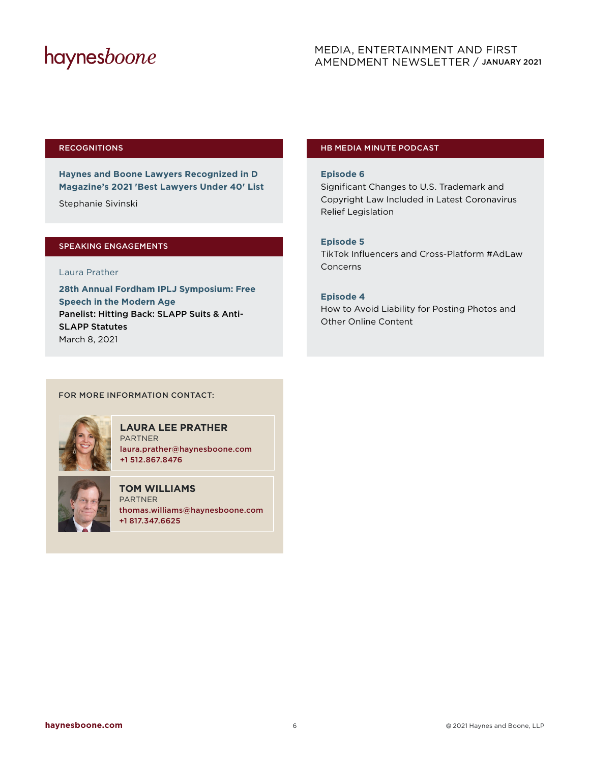## RECOGNITIONS

**Haynes and Boone Lawyers Recognized in D Magazine's 2021 'Best Lawyers Under 40' List**

Stephanie Sivinski

## SPEAKING ENGAGEMENTS

Laura Prather

**28th Annual Fordham IPLJ Symposium: Free Speech in the Modern Age**
**Panelist: Hitting Back: SLAPP Suits & Anti-SLAPP Statutes**
March 8, 2021

## HB MEDIA MINUTE PODCAST

**Episode 6**
Significant Changes to U.S. Trademark and Copyright Law Included in Latest Coronavirus Relief Legislation

**Episode 5**
TikTok Influencers and Cross-Platform #AdLaw Concerns

**Episode 4**
How to Avoid Liability for Posting Photos and Other Online Content

## FOR MORE INFORMATION CONTACT:

**LAURA LEE PRATHER**
PARTNER
laura.prather@haynesboone.com
+1 512.867.8476

**TOM WILLIAMS**
PARTNER
thomas.williams@haynesboone.com
+1 817.347.6625